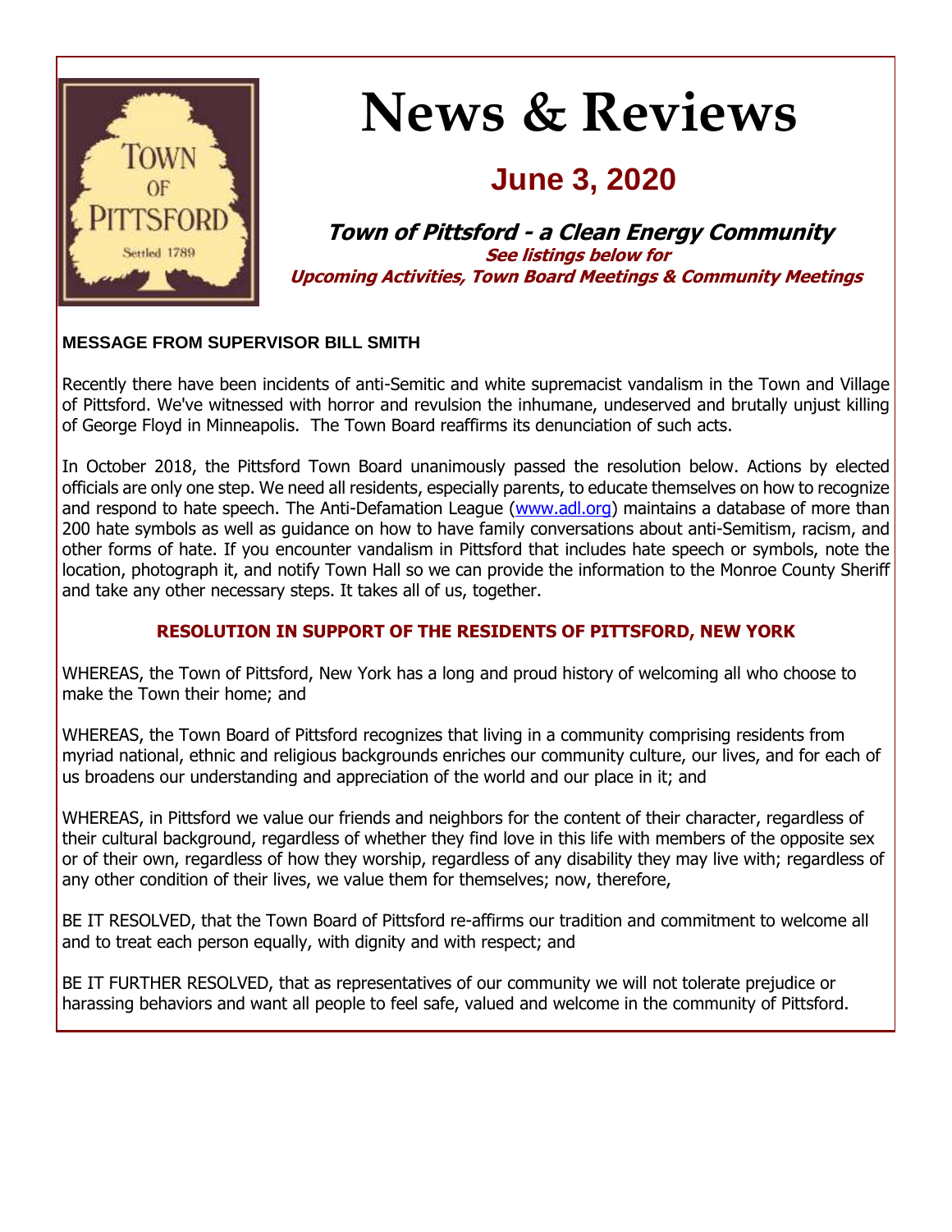# News & Reviews

## June 3, 2020

### Town of Pittsford - a Clean Energy Community

**See listings below for Upcoming Activities, Town Board Meetings & Community Meetings**

**MESSAGE FROM SUPERVISOR BILL SMITH**

Recently there have been incidents of anti-Semitic and white supremacist vandalism in the Town and Village of Pittsford. We've witnessed with horror and revulsion the inhumane, undeserved and brutally unjust killing of George Floyd in Minneapolis. The Town Board reaffirms its denunciation of such acts.

In October 2018, the Pittsford Town Board unanimously passed the resolution below. Actions by elected officials are only one step. We need all residents, especially parents, to educate themselves on how to recognize and respond to hate speech. The Anti-Defamation League (www.adl.org) maintains a database of more than 200 hate symbols as well as guidance on how to have family conversations about anti-Semitism, racism, and other forms of hate. If you encounter vandalism in Pittsford that includes hate speech or symbols, note the location, photograph it, and notify Town Hall so we can provide the information to the Monroe County Sheriff and take any other necessary steps. It takes all of us, together.

**RESOLUTION IN SUPPORT OF THE RESIDENTS OF PITTSFORD, NEW YORK**

WHEREAS, the Town of Pittsford, New York has a long and proud history of welcoming all who choose to make the Town their home; and

WHEREAS, the Town Board of Pittsford recognizes that living in a community comprising residents from myriad national, ethnic and religious backgrounds enriches our community culture, our lives, and for each of us broadens our understanding and appreciation of the world and our place in it; and

WHEREAS, in Pittsford we value our friends and neighbors for the content of their character, regardless of their cultural background, regardless of whether they find love in this life with members of the opposite sex or of their own, regardless of how they worship, regardless of any disability they may live with; regardless of any other condition of their lives, we value them for themselves; now, therefore,

BE IT RESOLVED, that the Town Board of Pittsford re-affirms our tradition and commitment to welcome all and to treat each person equally, with dignity and with respect; and

BE IT FURTHER RESOLVED, that as representatives of our community we will not tolerate prejudice or harassing behaviors and want all people to feel safe, valued and welcome in the community of Pittsford.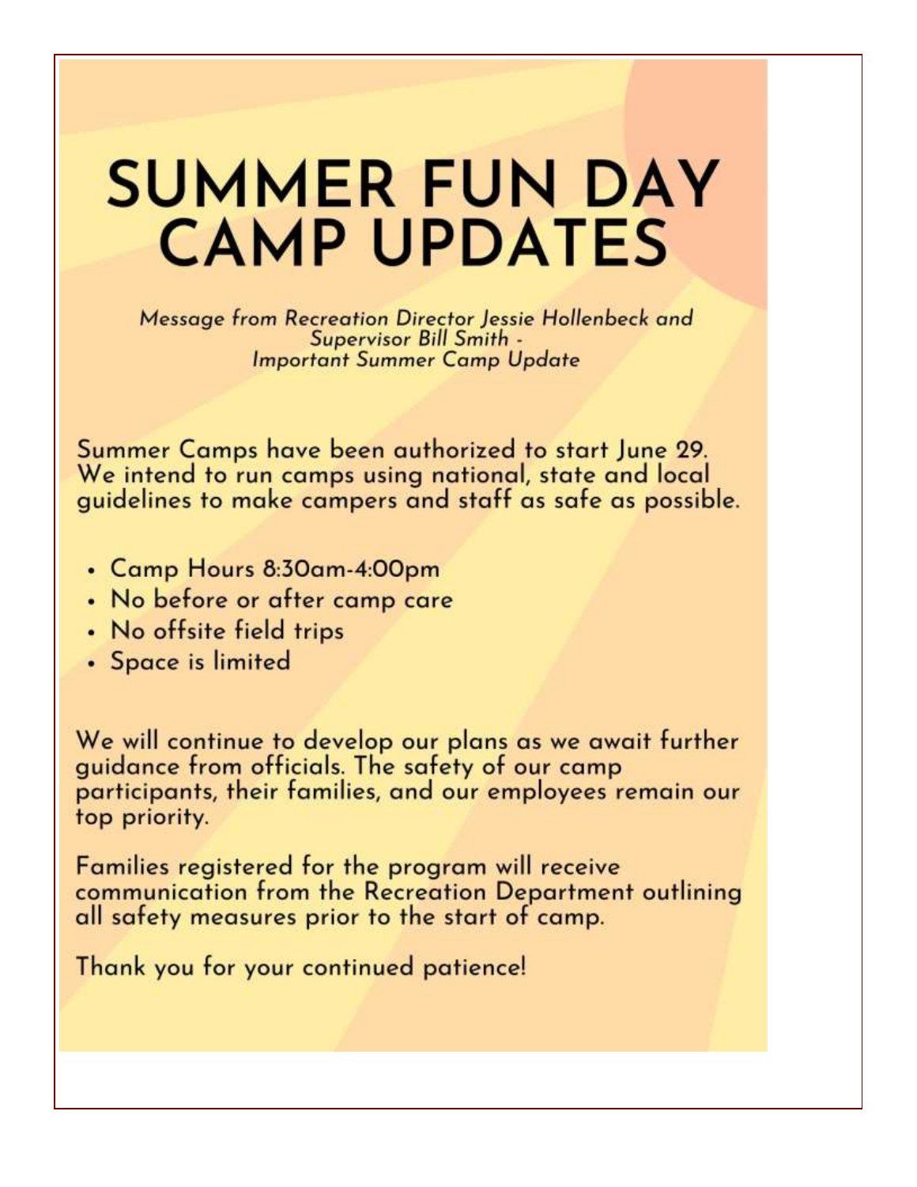# SUMMER FUN DAY CAMP UPDATES

*Message from Recreation Director Jessie Hollenbeck and Supervisor Bill Smith - Important Summer Camp Update*

Summer Camps have been authorized to start June 29. We intend to run camps using national, state and local guidelines to make campers and staff as safe as possible.

- Camp Hours 8:30am-4:00pm
- No before or after camp care
- No offsite field trips
- Space is limited

We will continue to develop our plans as we await further guidance from officials. The safety of our camp participants, their families, and our employees remain our top priority.

Families registered for the program will receive communication from the Recreation Department outlining all safety measures prior to the start of camp.

Thank you for your continued patience!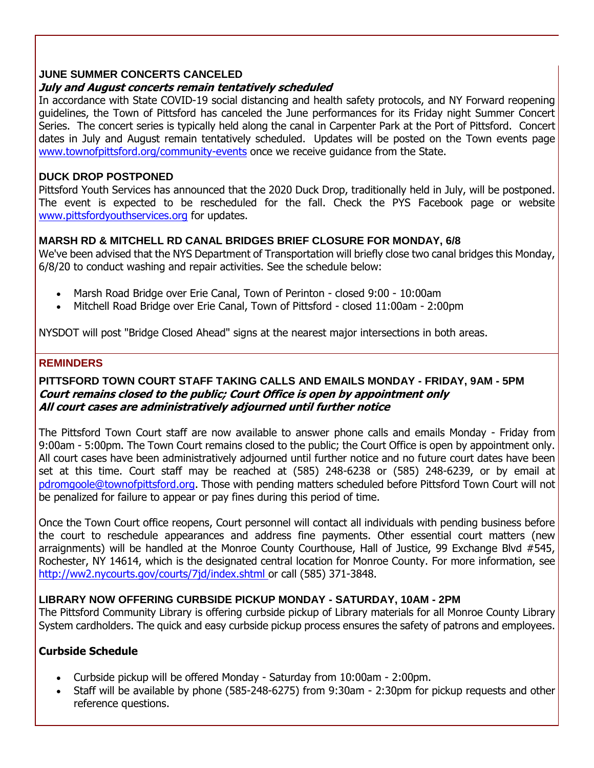### JUNE SUMMER CONCERTS CANCELED

***July and August concerts remain tentatively scheduled***

In accordance with State COVID-19 social distancing and health safety protocols, and NY Forward reopening guidelines, the Town of Pittsford has canceled the June performances for its Friday night Summer Concert Series. The concert series is typically held along the canal in Carpenter Park at the Port of Pittsford. Concert dates in July and August remain tentatively scheduled. Updates will be posted on the Town events page www.townofpittsford.org/community-events once we receive guidance from the State.

### DUCK DROP POSTPONED

Pittsford Youth Services has announced that the 2020 Duck Drop, traditionally held in July, will be postponed. The event is expected to be rescheduled for the fall. Check the PYS Facebook page or website www.pittsfordyouthservices.org for updates.

### MARSH RD & MITCHELL RD CANAL BRIDGES BRIEF CLOSURE FOR MONDAY, 6/8

We've been advised that the NYS Department of Transportation will briefly close two canal bridges this Monday, 6/8/20 to conduct washing and repair activities. See the schedule below:

- Marsh Road Bridge over Erie Canal, Town of Perinton - closed 9:00 - 10:00am
- Mitchell Road Bridge over Erie Canal, Town of Pittsford - closed 11:00am - 2:00pm

NYSDOT will post "Bridge Closed Ahead" signs at the nearest major intersections in both areas.

## REMINDERS

### PITTSFORD TOWN COURT STAFF TAKING CALLS AND EMAILS MONDAY - FRIDAY, 9AM - 5PM

***Court remains closed to the public; Court Office is open by appointment only***
***All court cases are administratively adjourned until further notice***

The Pittsford Town Court staff are now available to answer phone calls and emails Monday - Friday from 9:00am - 5:00pm. The Town Court remains closed to the public; the Court Office is open by appointment only. All court cases have been administratively adjourned until further notice and no future court dates have been set at this time. Court staff may be reached at (585) 248-6238 or (585) 248-6239, or by email at pdromgoole@townofpittsford.org. Those with pending matters scheduled before Pittsford Town Court will not be penalized for failure to appear or pay fines during this period of time.

Once the Town Court office reopens, Court personnel will contact all individuals with pending business before the court to reschedule appearances and address fine payments. Other essential court matters (new arraignments) will be handled at the Monroe County Courthouse, Hall of Justice, 99 Exchange Blvd #545, Rochester, NY 14614, which is the designated central location for Monroe County. For more information, see http://ww2.nycourts.gov/courts/7jd/index.shtml or call (585) 371-3848.

### LIBRARY NOW OFFERING CURBSIDE PICKUP MONDAY - SATURDAY, 10AM - 2PM

The Pittsford Community Library is offering curbside pickup of Library materials for all Monroe County Library System cardholders. The quick and easy curbside pickup process ensures the safety of patrons and employees.

**Curbside Schedule**

- Curbside pickup will be offered Monday - Saturday from 10:00am - 2:00pm.
- Staff will be available by phone (585-248-6275) from 9:30am - 2:30pm for pickup requests and other reference questions.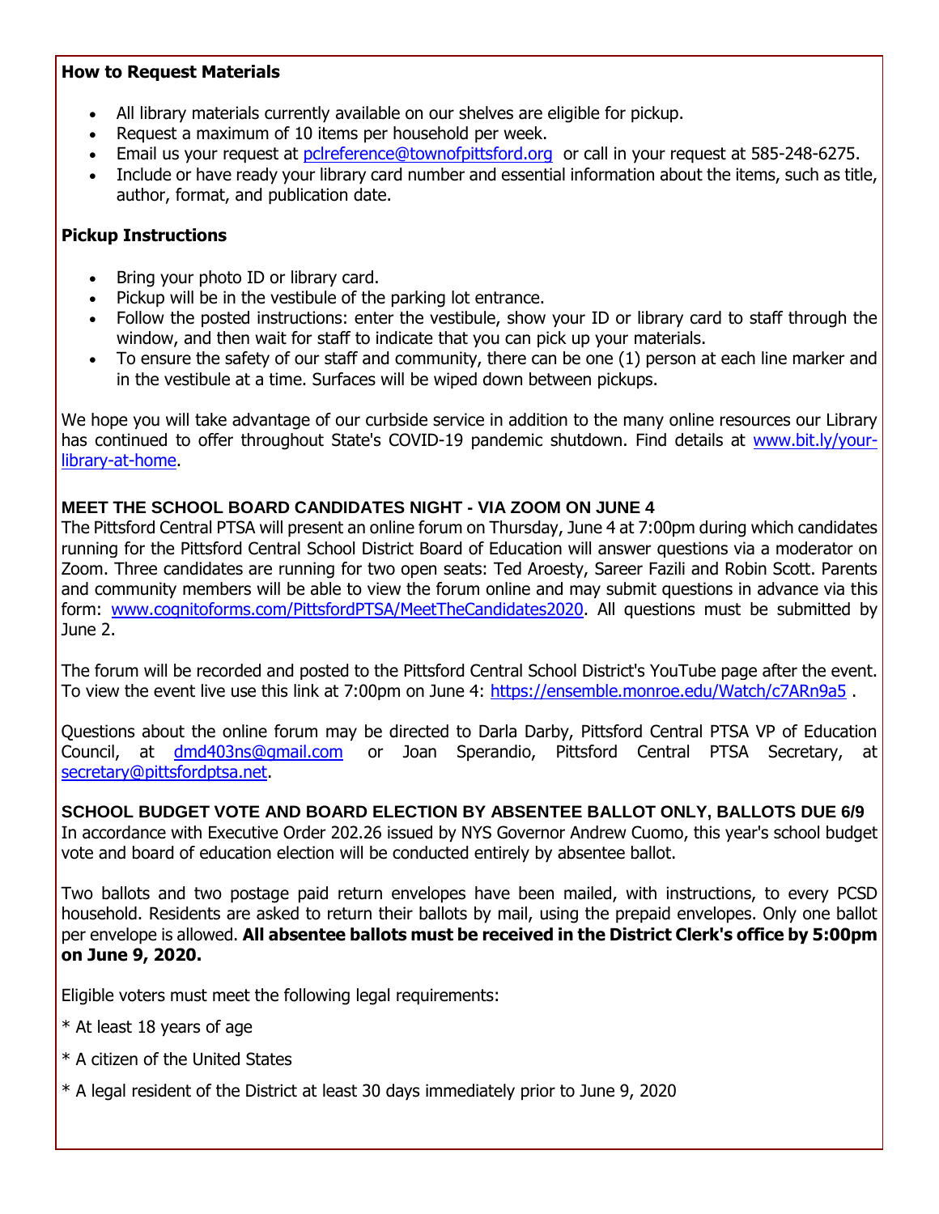**How to Request Materials**

- All library materials currently available on our shelves are eligible for pickup.
- Request a maximum of 10 items per household per week.
- Email us your request at pclreference@townofpittsford.org or call in your request at 585-248-6275.
- Include or have ready your library card number and essential information about the items, such as title, author, format, and publication date.

**Pickup Instructions**

- Bring your photo ID or library card.
- Pickup will be in the vestibule of the parking lot entrance.
- Follow the posted instructions: enter the vestibule, show your ID or library card to staff through the window, and then wait for staff to indicate that you can pick up your materials.
- To ensure the safety of our staff and community, there can be one (1) person at each line marker and in the vestibule at a time. Surfaces will be wiped down between pickups.

We hope you will take advantage of our curbside service in addition to the many online resources our Library has continued to offer throughout State's COVID-19 pandemic shutdown. Find details at www.bit.ly/your-library-at-home.

**MEET THE SCHOOL BOARD CANDIDATES NIGHT - VIA ZOOM ON JUNE 4**

The Pittsford Central PTSA will present an online forum on Thursday, June 4 at 7:00pm during which candidates running for the Pittsford Central School District Board of Education will answer questions via a moderator on Zoom. Three candidates are running for two open seats: Ted Aroesty, Sareer Fazili and Robin Scott. Parents and community members will be able to view the forum online and may submit questions in advance via this form: www.cognitoforms.com/PittsfordPTSA/MeetTheCandidates2020. All questions must be submitted by June 2.

The forum will be recorded and posted to the Pittsford Central School District's YouTube page after the event. To view the event live use this link at 7:00pm on June 4: https://ensemble.monroe.edu/Watch/c7ARn9a5 .

Questions about the online forum may be directed to Darla Darby, Pittsford Central PTSA VP of Education Council, at dmd403ns@gmail.com or Joan Sperandio, Pittsford Central PTSA Secretary, at secretary@pittsfordptsa.net.

**SCHOOL BUDGET VOTE AND BOARD ELECTION BY ABSENTEE BALLOT ONLY, BALLOTS DUE 6/9**

In accordance with Executive Order 202.26 issued by NYS Governor Andrew Cuomo, this year's school budget vote and board of education election will be conducted entirely by absentee ballot.

Two ballots and two postage paid return envelopes have been mailed, with instructions, to every PCSD household. Residents are asked to return their ballots by mail, using the prepaid envelopes. Only one ballot per envelope is allowed. **All absentee ballots must be received in the District Clerk's office by 5:00pm on June 9, 2020.**

Eligible voters must meet the following legal requirements:

* At least 18 years of age

* A citizen of the United States

* A legal resident of the District at least 30 days immediately prior to June 9, 2020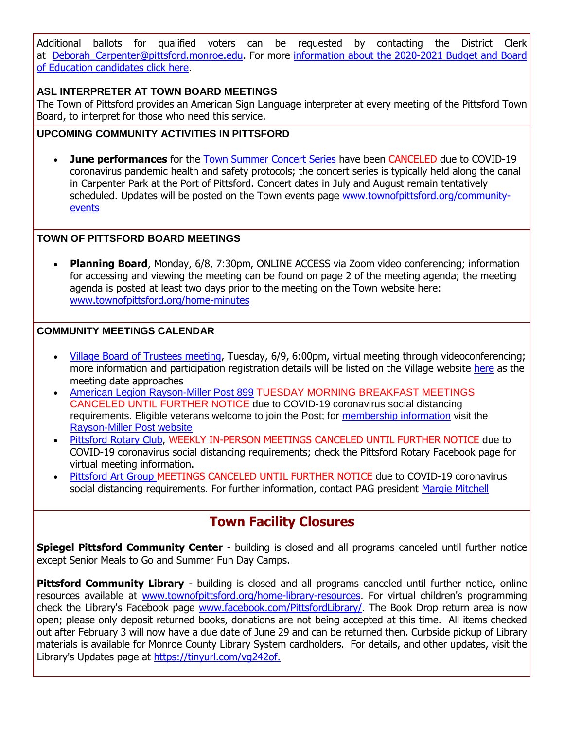Additional ballots for qualified voters can be requested by contacting the District Clerk at Deborah_Carpenter@pittsford.monroe.edu. For more information about the 2020-2021 Budget and Board of Education candidates click here.

**ASL INTERPRETER AT TOWN BOARD MEETINGS**

The Town of Pittsford provides an American Sign Language interpreter at every meeting of the Pittsford Town Board, to interpret for those who need this service.

**UPCOMING COMMUNITY ACTIVITIES IN PITTSFORD**

- **June performances** for the Town Summer Concert Series have been CANCELED due to COVID-19 coronavirus pandemic health and safety protocols; the concert series is typically held along the canal in Carpenter Park at the Port of Pittsford. Concert dates in July and August remain tentatively scheduled. Updates will be posted on the Town events page www.townofpittsford.org/community-events

**TOWN OF PITTSFORD BOARD MEETINGS**

- **Planning Board**, Monday, 6/8, 7:30pm, ONLINE ACCESS via Zoom video conferencing; information for accessing and viewing the meeting can be found on page 2 of the meeting agenda; the meeting agenda is posted at least two days prior to the meeting on the Town website here: www.townofpittsford.org/home-minutes

**COMMUNITY MEETINGS CALENDAR**

- Village Board of Trustees meeting, Tuesday, 6/9, 6:00pm, virtual meeting through videoconferencing; more information and participation registration details will be listed on the Village website here as the meeting date approaches
- American Legion Rayson-Miller Post 899 TUESDAY MORNING BREAKFAST MEETINGS CANCELED UNTIL FURTHER NOTICE due to COVID-19 coronavirus social distancing requirements. Eligible veterans welcome to join the Post; for membership information visit the Rayson-Miller Post website
- Pittsford Rotary Club, WEEKLY IN-PERSON MEETINGS CANCELED UNTIL FURTHER NOTICE due to COVID-19 coronavirus social distancing requirements; check the Pittsford Rotary Facebook page for virtual meeting information.
- Pittsford Art Group MEETINGS CANCELED UNTIL FURTHER NOTICE due to COVID-19 coronavirus social distancing requirements. For further information, contact PAG president Margie Mitchell

## Town Facility Closures

**Spiegel Pittsford Community Center** - building is closed and all programs canceled until further notice except Senior Meals to Go and Summer Fun Day Camps.

**Pittsford Community Library** - building is closed and all programs canceled until further notice, online resources available at www.townofpittsford.org/home-library-resources. For virtual children's programming check the Library's Facebook page www.facebook.com/PittsfordLibrary/. The Book Drop return area is now open; please only deposit returned books, donations are not being accepted at this time. All items checked out after February 3 will now have a due date of June 29 and can be returned then. Curbside pickup of Library materials is available for Monroe County Library System cardholders. For details, and other updates, visit the Library's Updates page at https://tinyurl.com/vg242of.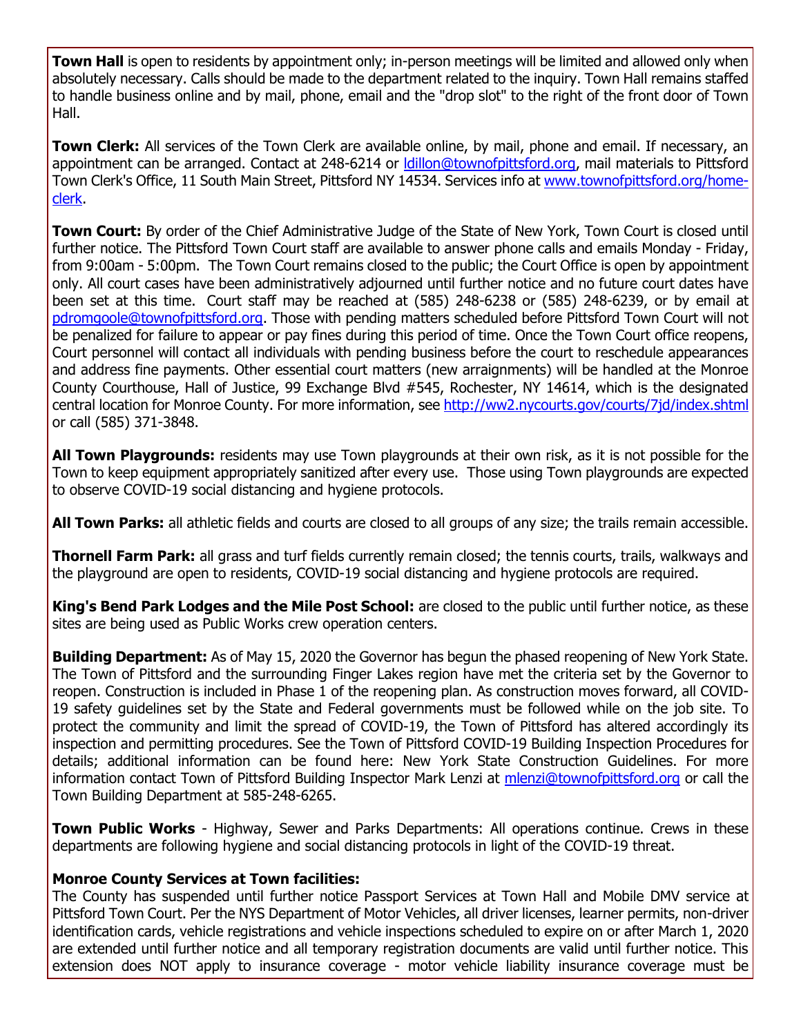**Town Hall** is open to residents by appointment only; in-person meetings will be limited and allowed only when absolutely necessary. Calls should be made to the department related to the inquiry. Town Hall remains staffed to handle business online and by mail, phone, email and the "drop slot" to the right of the front door of Town Hall.

**Town Clerk:** All services of the Town Clerk are available online, by mail, phone and email. If necessary, an appointment can be arranged. Contact at 248-6214 or [ldillon@townofpittsford.org](mailto:ldillon@townofpittsford.org), mail materials to Pittsford Town Clerk's Office, 11 South Main Street, Pittsford NY 14534. Services info at [www.townofpittsford.org/home-clerk](http://www.townofpittsford.org/home-clerk).

**Town Court:** By order of the Chief Administrative Judge of the State of New York, Town Court is closed until further notice. The Pittsford Town Court staff are available to answer phone calls and emails Monday - Friday, from 9:00am - 5:00pm. The Town Court remains closed to the public; the Court Office is open by appointment only. All court cases have been administratively adjourned until further notice and no future court dates have been set at this time. Court staff may be reached at (585) 248-6238 or (585) 248-6239, or by email at [pdromgoole@townofpittsford.org](mailto:pdromgoole@townofpittsford.org). Those with pending matters scheduled before Pittsford Town Court will not be penalized for failure to appear or pay fines during this period of time. Once the Town Court office reopens, Court personnel will contact all individuals with pending business before the court to reschedule appearances and address fine payments. Other essential court matters (new arraignments) will be handled at the Monroe County Courthouse, Hall of Justice, 99 Exchange Blvd #545, Rochester, NY 14614, which is the designated central location for Monroe County. For more information, see [http://ww2.nycourts.gov/courts/7jd/index.shtml](http://ww2.nycourts.gov/courts/7jd/index.shtml) or call (585) 371-3848.

**All Town Playgrounds:** residents may use Town playgrounds at their own risk, as it is not possible for the Town to keep equipment appropriately sanitized after every use. Those using Town playgrounds are expected to observe COVID-19 social distancing and hygiene protocols.

**All Town Parks:** all athletic fields and courts are closed to all groups of any size; the trails remain accessible.

**Thornell Farm Park:** all grass and turf fields currently remain closed; the tennis courts, trails, walkways and the playground are open to residents, COVID-19 social distancing and hygiene protocols are required.

**King's Bend Park Lodges and the Mile Post School:** are closed to the public until further notice, as these sites are being used as Public Works crew operation centers.

**Building Department:** As of May 15, 2020 the Governor has begun the phased reopening of New York State. The Town of Pittsford and the surrounding Finger Lakes region have met the criteria set by the Governor to reopen. Construction is included in Phase 1 of the reopening plan. As construction moves forward, all COVID-19 safety guidelines set by the State and Federal governments must be followed while on the job site. To protect the community and limit the spread of COVID-19, the Town of Pittsford has altered accordingly its inspection and permitting procedures. See the Town of Pittsford COVID-19 Building Inspection Procedures for details; additional information can be found here: New York State Construction Guidelines. For more information contact Town of Pittsford Building Inspector Mark Lenzi at [mlenzi@townofpittsford.org](mailto:mlenzi@townofpittsford.org) or call the Town Building Department at 585-248-6265.

**Town Public Works** - Highway, Sewer and Parks Departments: All operations continue. Crews in these departments are following hygiene and social distancing protocols in light of the COVID-19 threat.

**Monroe County Services at Town facilities:**
The County has suspended until further notice Passport Services at Town Hall and Mobile DMV service at Pittsford Town Court. Per the NYS Department of Motor Vehicles, all driver licenses, learner permits, non-driver identification cards, vehicle registrations and vehicle inspections scheduled to expire on or after March 1, 2020 are extended until further notice and all temporary registration documents are valid until further notice. This extension does NOT apply to insurance coverage - motor vehicle liability insurance coverage must be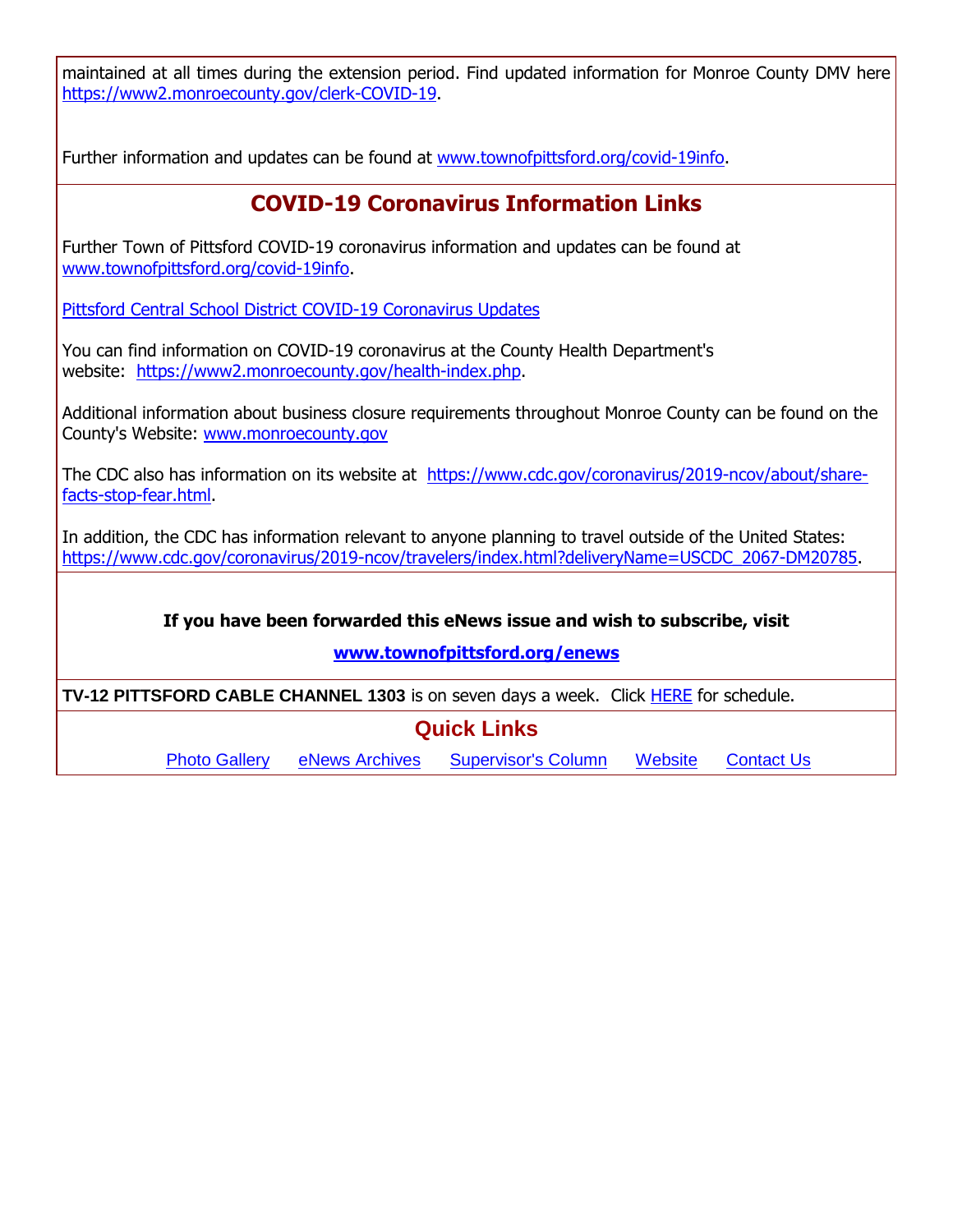maintained at all times during the extension period. Find updated information for Monroe County DMV here https://www2.monroecounty.gov/clerk-COVID-19.

Further information and updates can be found at www.townofpittsford.org/covid-19info.

## COVID-19 Coronavirus Information Links

Further Town of Pittsford COVID-19 coronavirus information and updates can be found at www.townofpittsford.org/covid-19info.

Pittsford Central School District COVID-19 Coronavirus Updates

You can find information on COVID-19 coronavirus at the County Health Department's website: https://www2.monroecounty.gov/health-index.php.

Additional information about business closure requirements throughout Monroe County can be found on the County's Website: www.monroecounty.gov

The CDC also has information on its website at https://www.cdc.gov/coronavirus/2019-ncov/about/share-facts-stop-fear.html.

In addition, the CDC has information relevant to anyone planning to travel outside of the United States: https://www.cdc.gov/coronavirus/2019-ncov/travelers/index.html?deliveryName=USCDC_2067-DM20785.

**If you have been forwarded this eNews issue and wish to subscribe, visit**

**www.townofpittsford.org/enews**

**TV-12 PITTSFORD CABLE CHANNEL 1303** is on seven days a week. Click HERE for schedule.

## Quick Links

Photo Gallery    eNews Archives    Supervisor's Column    Website    Contact Us